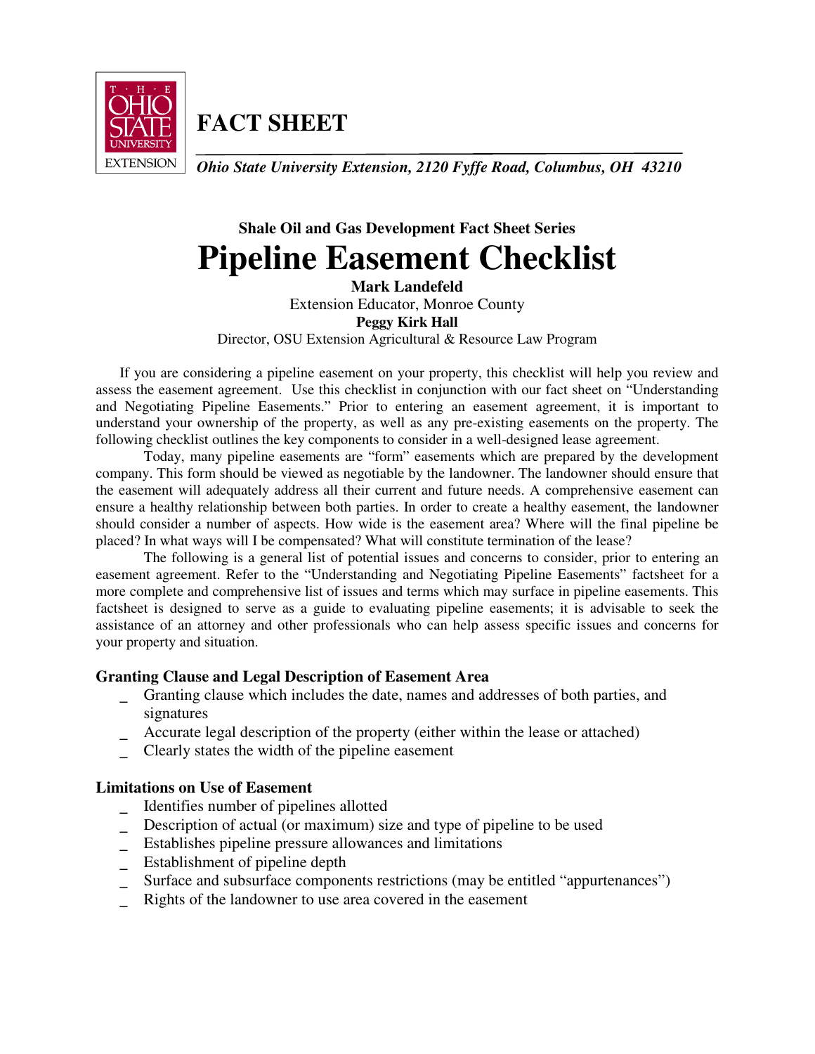**FACT SHEET**

*Ohio State University Extension, 2120 Fyffe Road, Columbus, OH 43210*

**Shale Oil and Gas Development Fact Sheet Series**

# Pipeline Easement Checklist

**Mark Landefeld**
Extension Educator, Monroe County
**Peggy Kirk Hall**
Director, OSU Extension Agricultural & Resource Law Program

If you are considering a pipeline easement on your property, this checklist will help you review and assess the easement agreement. Use this checklist in conjunction with our fact sheet on "Understanding and Negotiating Pipeline Easements." Prior to entering an easement agreement, it is important to understand your ownership of the property, as well as any pre-existing easements on the property. The following checklist outlines the key components to consider in a well-designed lease agreement.

Today, many pipeline easements are "form" easements which are prepared by the development company. This form should be viewed as negotiable by the landowner. The landowner should ensure that the easement will adequately address all their current and future needs. A comprehensive easement can ensure a healthy relationship between both parties. In order to create a healthy easement, the landowner should consider a number of aspects. How wide is the easement area? Where will the final pipeline be placed? In what ways will I be compensated? What will constitute termination of the lease?

The following is a general list of potential issues and concerns to consider, prior to entering an easement agreement. Refer to the "Understanding and Negotiating Pipeline Easements" factsheet for a more complete and comprehensive list of issues and terms which may surface in pipeline easements. This factsheet is designed to serve as a guide to evaluating pipeline easements; it is advisable to seek the assistance of an attorney and other professionals who can help assess specific issues and concerns for your property and situation.

### Granting Clause and Legal Description of Easement Area

_ Granting clause which includes the date, names and addresses of both parties, and signatures
_ Accurate legal description of the property (either within the lease or attached)
_ Clearly states the width of the pipeline easement

### Limitations on Use of Easement

_ Identifies number of pipelines allotted
_ Description of actual (or maximum) size and type of pipeline to be used
_ Establishes pipeline pressure allowances and limitations
_ Establishment of pipeline depth
_ Surface and subsurface components restrictions (may be entitled "appurtenances")
_ Rights of the landowner to use area covered in the easement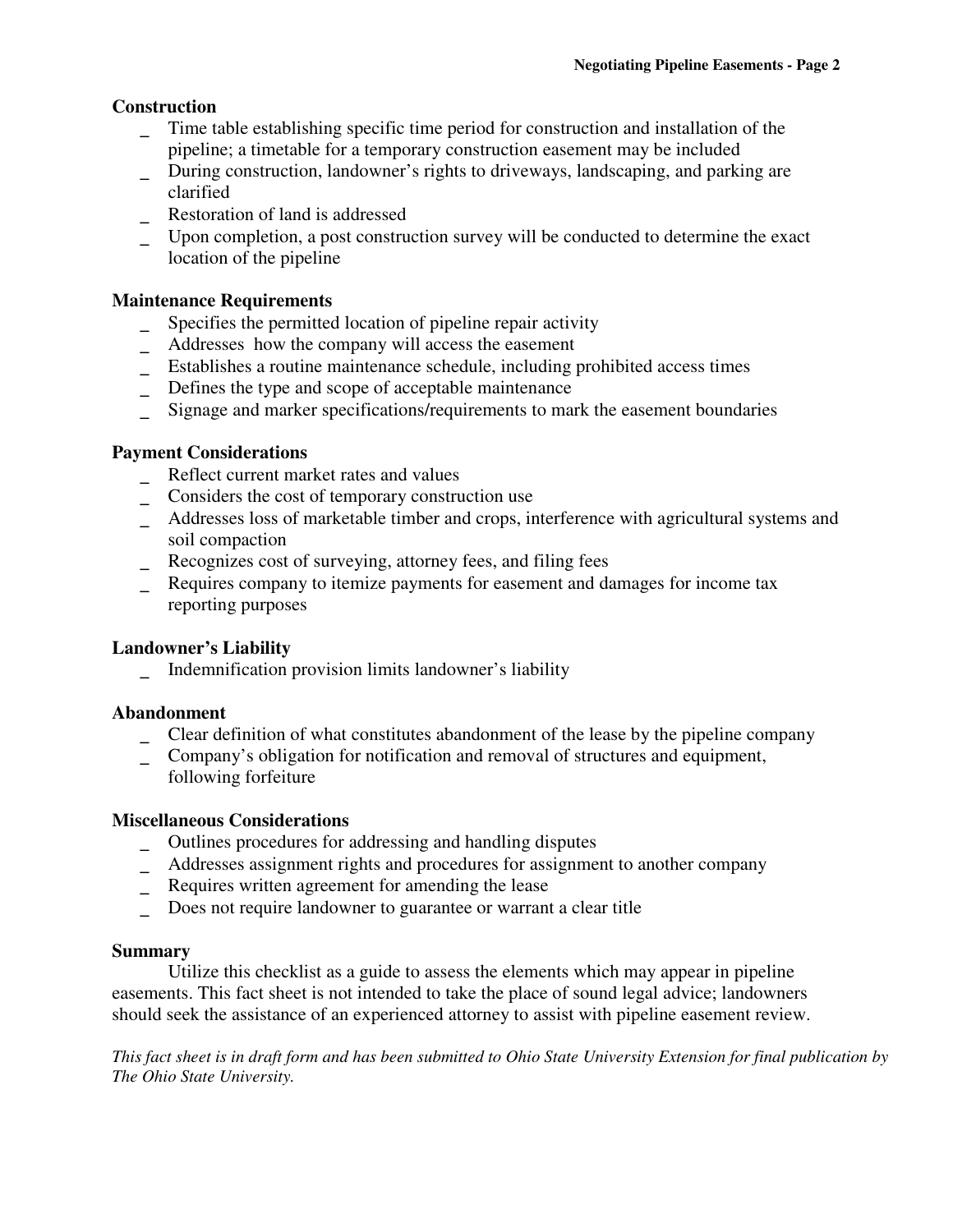**Construction**

- Time table establishing specific time period for construction and installation of the pipeline; a timetable for a temporary construction easement may be included
- During construction, landowner's rights to driveways, landscaping, and parking are clarified
- Restoration of land is addressed
- Upon completion, a post construction survey will be conducted to determine the exact location of the pipeline

**Maintenance Requirements**

- Specifies the permitted location of pipeline repair activity
- Addresses how the company will access the easement
- Establishes a routine maintenance schedule, including prohibited access times
- Defines the type and scope of acceptable maintenance
- Signage and marker specifications/requirements to mark the easement boundaries

**Payment Considerations**

- Reflect current market rates and values
- Considers the cost of temporary construction use
- Addresses loss of marketable timber and crops, interference with agricultural systems and soil compaction
- Recognizes cost of surveying, attorney fees, and filing fees
- Requires company to itemize payments for easement and damages for income tax reporting purposes

**Landowner's Liability**

- Indemnification provision limits landowner's liability

**Abandonment**

- Clear definition of what constitutes abandonment of the lease by the pipeline company
- Company's obligation for notification and removal of structures and equipment, following forfeiture

**Miscellaneous Considerations**

- Outlines procedures for addressing and handling disputes
- Addresses assignment rights and procedures for assignment to another company
- Requires written agreement for amending the lease
- Does not require landowner to guarantee or warrant a clear title

**Summary**

Utilize this checklist as a guide to assess the elements which may appear in pipeline easements. This fact sheet is not intended to take the place of sound legal advice; landowners should seek the assistance of an experienced attorney to assist with pipeline easement review.

*This fact sheet is in draft form and has been submitted to Ohio State University Extension for final publication by The Ohio State University.*